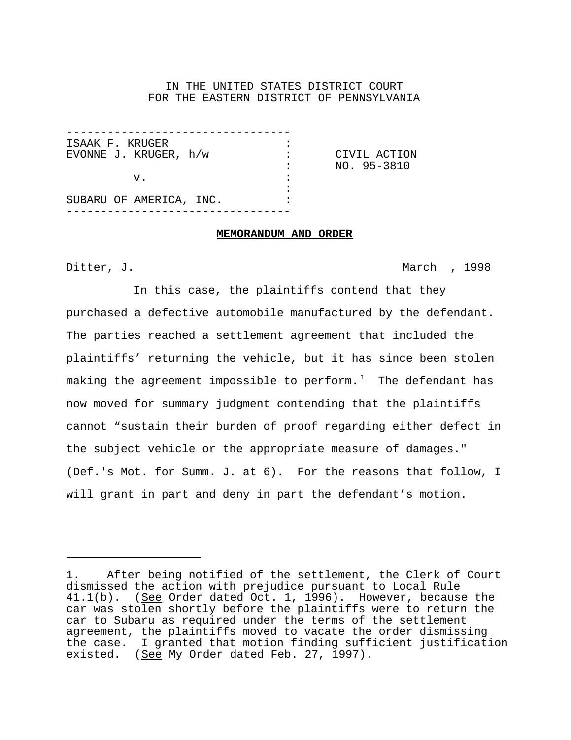IN THE UNITED STATES DISTRICT COURT
FOR THE EASTERN DISTRICT OF PENNSYLVANIA

| | | |
|---|---|---|
| ISAAK F. KRUGER<br>EVONNE J. KRUGER, h/w | : | CIVIL ACTION<br>NO. 95-3810 |
| v. | : | |
| SUBARU OF AMERICA, INC. | : | |

**MEMORANDUM AND ORDER**

Ditter, J. March , 1998

In this case, the plaintiffs contend that they purchased a defective automobile manufactured by the defendant. The parties reached a settlement agreement that included the plaintiffs' returning the vehicle, but it has since been stolen making the agreement impossible to perform.[1] The defendant has now moved for summary judgment contending that the plaintiffs cannot "sustain their burden of proof regarding either defect in the subject vehicle or the appropriate measure of damages." (Def.'s Mot. for Summ. J. at 6). For the reasons that follow, I will grant in part and deny in part the defendant's motion.

---

1. After being notified of the settlement, the Clerk of Court dismissed the action with prejudice pursuant to Local Rule 41.1(b). (See Order dated Oct. 1, 1996). However, because the car was stolen shortly before the plaintiffs were to return the car to Subaru as required under the terms of the settlement agreement, the plaintiffs moved to vacate the order dismissing the case. I granted that motion finding sufficient justification existed. (See My Order dated Feb. 27, 1997).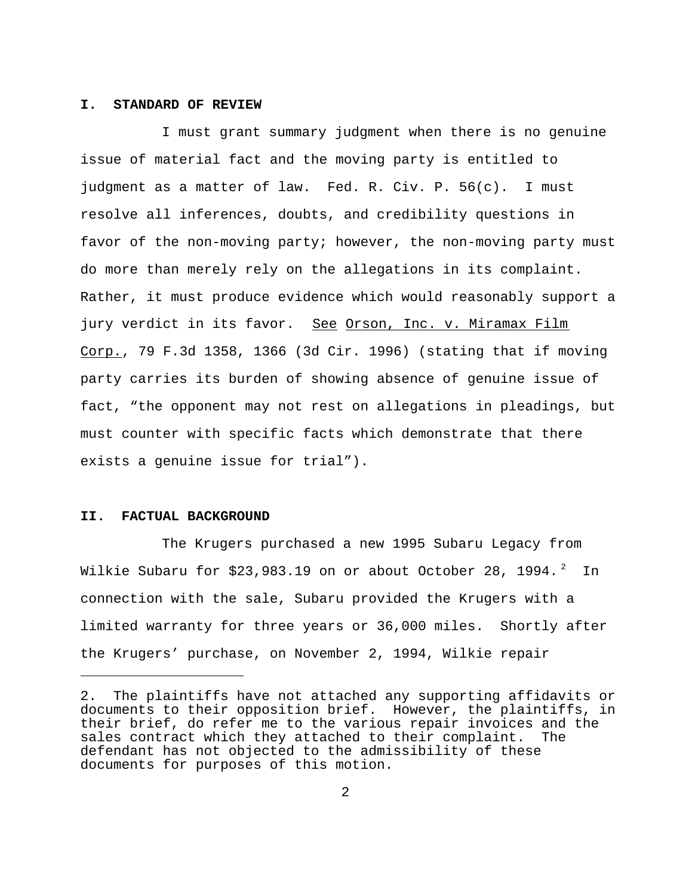## I. STANDARD OF REVIEW

I must grant summary judgment when there is no genuine issue of material fact and the moving party is entitled to judgment as a matter of law. Fed. R. Civ. P. 56(c). I must resolve all inferences, doubts, and credibility questions in favor of the non-moving party; however, the non-moving party must do more than merely rely on the allegations in its complaint. Rather, it must produce evidence which would reasonably support a jury verdict in its favor. See Orson, Inc. v. Miramax Film Corp., 79 F.3d 1358, 1366 (3d Cir. 1996) (stating that if moving party carries its burden of showing absence of genuine issue of fact, "the opponent may not rest on allegations in pleadings, but must counter with specific facts which demonstrate that there exists a genuine issue for trial").

## II. FACTUAL BACKGROUND

The Krugers purchased a new 1995 Subaru Legacy from Wilkie Subaru for $23,983.19 on or about October 28, 1994.[2] In connection with the sale, Subaru provided the Krugers with a limited warranty for three years or 36,000 miles. Shortly after the Krugers' purchase, on November 2, 1994, Wilkie repair

2. The plaintiffs have not attached any supporting affidavits or documents to their opposition brief. However, the plaintiffs, in their brief, do refer me to the various repair invoices and the sales contract which they attached to their complaint. The defendant has not objected to the admissibility of these documents for purposes of this motion.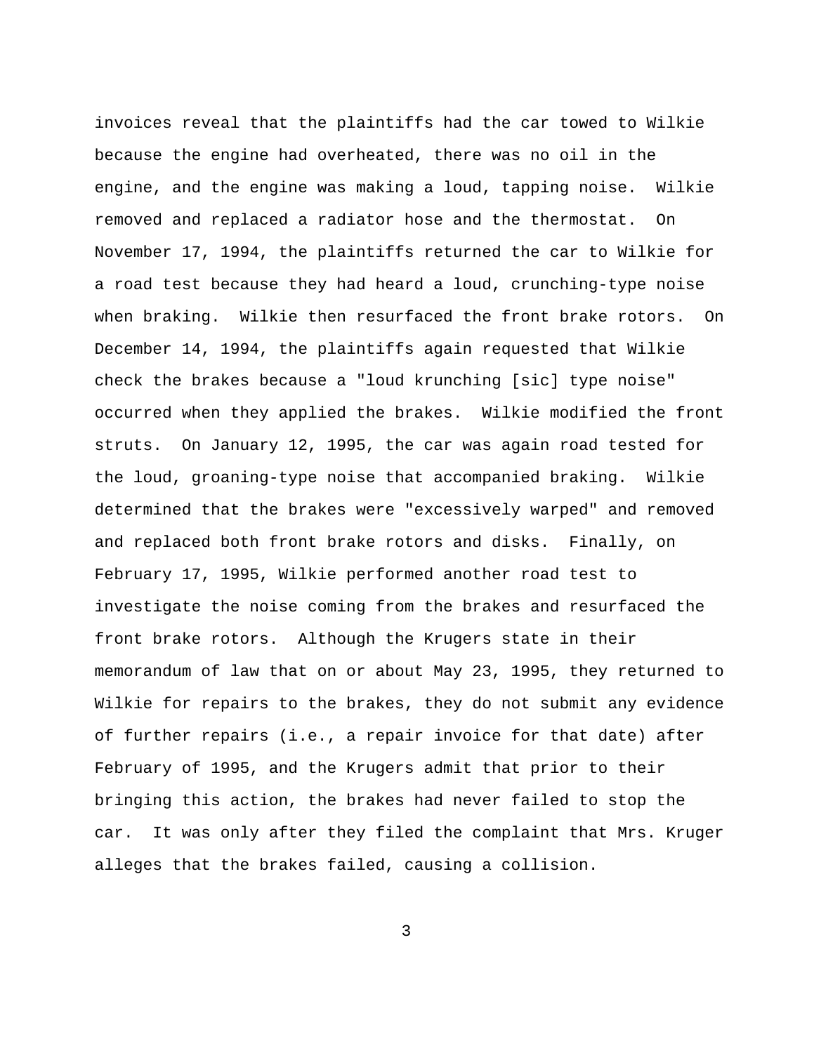invoices reveal that the plaintiffs had the car towed to Wilkie because the engine had overheated, there was no oil in the engine, and the engine was making a loud, tapping noise. Wilkie removed and replaced a radiator hose and the thermostat. On November 17, 1994, the plaintiffs returned the car to Wilkie for a road test because they had heard a loud, crunching-type noise when braking. Wilkie then resurfaced the front brake rotors. On December 14, 1994, the plaintiffs again requested that Wilkie check the brakes because a "loud krunching [sic] type noise" occurred when they applied the brakes. Wilkie modified the front struts. On January 12, 1995, the car was again road tested for the loud, groaning-type noise that accompanied braking. Wilkie determined that the brakes were "excessively warped" and removed and replaced both front brake rotors and disks. Finally, on February 17, 1995, Wilkie performed another road test to investigate the noise coming from the brakes and resurfaced the front brake rotors. Although the Krugers state in their memorandum of law that on or about May 23, 1995, they returned to Wilkie for repairs to the brakes, they do not submit any evidence of further repairs (i.e., a repair invoice for that date) after February of 1995, and the Krugers admit that prior to their bringing this action, the brakes had never failed to stop the car. It was only after they filed the complaint that Mrs. Kruger alleges that the brakes failed, causing a collision.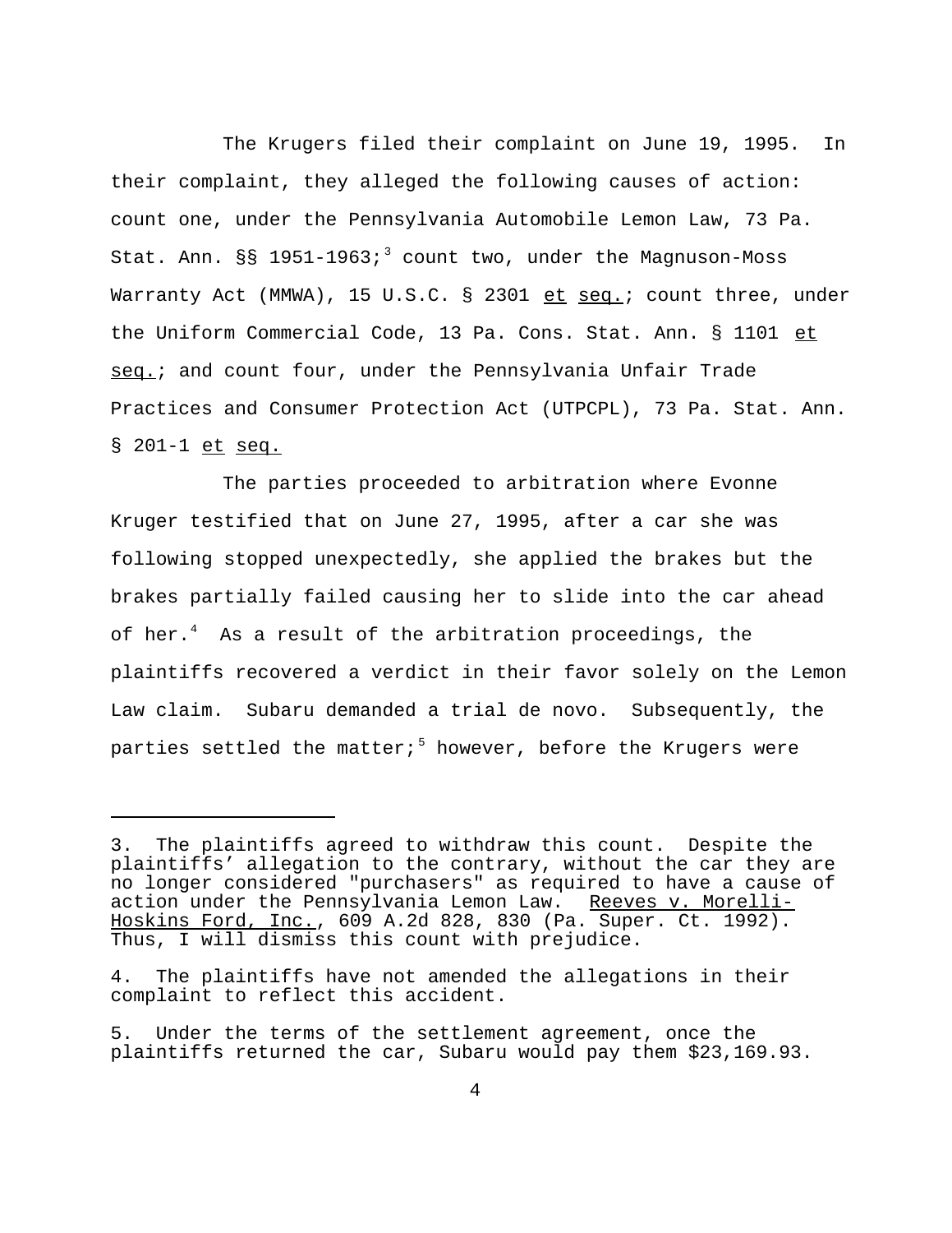The Krugers filed their complaint on June 19, 1995. In their complaint, they alleged the following causes of action: count one, under the Pennsylvania Automobile Lemon Law, 73 Pa. Stat. Ann. §§ 1951-1963;[3] count two, under the Magnuson-Moss Warranty Act (MMWA), 15 U.S.C. § 2301 et seq.; count three, under the Uniform Commercial Code, 13 Pa. Cons. Stat. Ann. § 1101 et seq.; and count four, under the Pennsylvania Unfair Trade Practices and Consumer Protection Act (UTPCPL), 73 Pa. Stat. Ann. § 201-1 et seq.

The parties proceeded to arbitration where Evonne Kruger testified that on June 27, 1995, after a car she was following stopped unexpectedly, she applied the brakes but the brakes partially failed causing her to slide into the car ahead of her.[4] As a result of the arbitration proceedings, the plaintiffs recovered a verdict in their favor solely on the Lemon Law claim. Subaru demanded a trial de novo. Subsequently, the parties settled the matter;[5] however, before the Krugers were

---

3. The plaintiffs agreed to withdraw this count. Despite the plaintiffs' allegation to the contrary, without the car they are no longer considered "purchasers" as required to have a cause of action under the Pennsylvania Lemon Law. Reeves v. Morelli-Hoskins Ford, Inc., 609 A.2d 828, 830 (Pa. Super. Ct. 1992). Thus, I will dismiss this count with prejudice.

4. The plaintiffs have not amended the allegations in their complaint to reflect this accident.

5. Under the terms of the settlement agreement, once the plaintiffs returned the car, Subaru would pay them $23,169.93.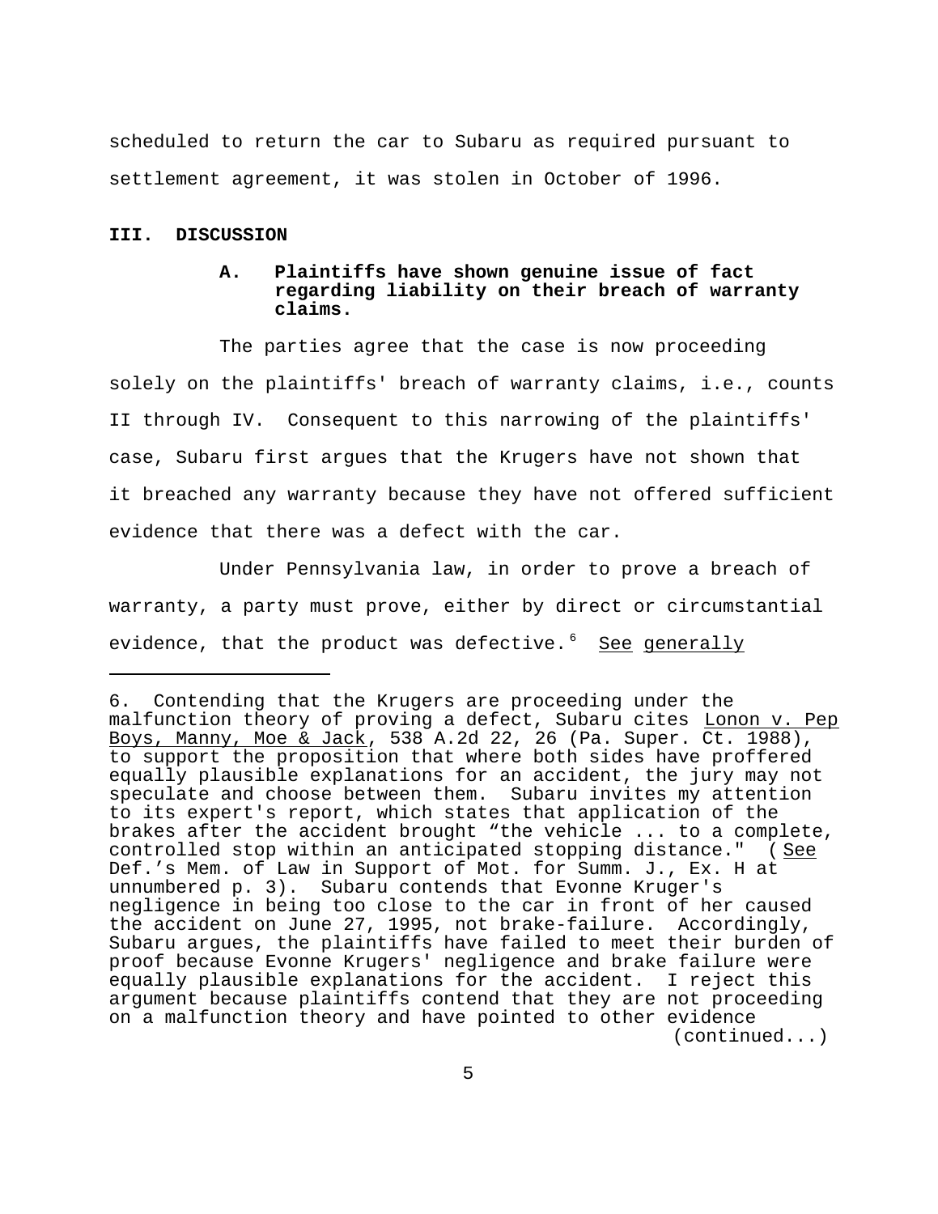scheduled to return the car to Subaru as required pursuant to settlement agreement, it was stolen in October of 1996.

## III. DISCUSSION

### A. Plaintiffs have shown genuine issue of fact regarding liability on their breach of warranty claims.

The parties agree that the case is now proceeding solely on the plaintiffs' breach of warranty claims, i.e., counts II through IV. Consequent to this narrowing of the plaintiffs' case, Subaru first argues that the Krugers have not shown that it breached any warranty because they have not offered sufficient evidence that there was a defect with the car.

Under Pennsylvania law, in order to prove a breach of warranty, a party must prove, either by direct or circumstantial evidence, that the product was defective.[6] See generally

---

6. Contending that the Krugers are proceeding under the malfunction theory of proving a defect, Subaru cites Lonon v. Pep Boys, Manny, Moe & Jack, 538 A.2d 22, 26 (Pa. Super. Ct. 1988), to support the proposition that where both sides have proffered equally plausible explanations for an accident, the jury may not speculate and choose between them. Subaru invites my attention to its expert's report, which states that application of the brakes after the accident brought "the vehicle ... to a complete, controlled stop within an anticipated stopping distance." (See Def.'s Mem. of Law in Support of Mot. for Summ. J., Ex. H at unnumbered p. 3). Subaru contends that Evonne Kruger's negligence in being too close to the car in front of her caused the accident on June 27, 1995, not brake-failure. Accordingly, Subaru argues, the plaintiffs have failed to meet their burden of proof because Evonne Krugers' negligence and brake failure were equally plausible explanations for the accident. I reject this argument because plaintiffs contend that they are not proceeding on a malfunction theory and have pointed to other evidence (continued...)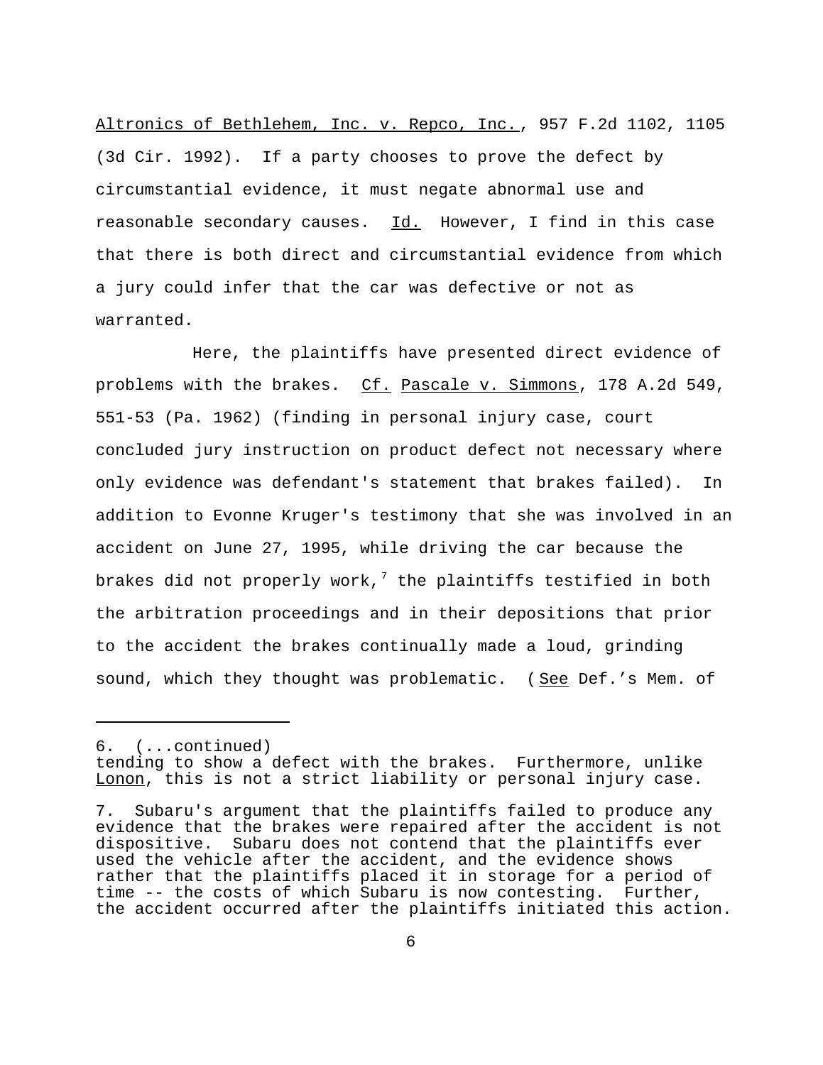Altronics of Bethlehem, Inc. v. Repco, Inc., 957 F.2d 1102, 1105 (3d Cir. 1992). If a party chooses to prove the defect by circumstantial evidence, it must negate abnormal use and reasonable secondary causes. Id. However, I find in this case that there is both direct and circumstantial evidence from which a jury could infer that the car was defective or not as warranted.

Here, the plaintiffs have presented direct evidence of problems with the brakes. Cf. Pascale v. Simmons, 178 A.2d 549, 551-53 (Pa. 1962) (finding in personal injury case, court concluded jury instruction on product defect not necessary where only evidence was defendant's statement that brakes failed). In addition to Evonne Kruger's testimony that she was involved in an accident on June 27, 1995, while driving the car because the brakes did not properly work,[7] the plaintiffs testified in both the arbitration proceedings and in their depositions that prior to the accident the brakes continually made a loud, grinding sound, which they thought was problematic. (See Def.'s Mem. of

---

6. (...continued)
tending to show a defect with the brakes. Furthermore, unlike Lonon, this is not a strict liability or personal injury case.

7. Subaru's argument that the plaintiffs failed to produce any evidence that the brakes were repaired after the accident is not dispositive. Subaru does not contend that the plaintiffs ever used the vehicle after the accident, and the evidence shows rather that the plaintiffs placed it in storage for a period of time -- the costs of which Subaru is now contesting. Further, the accident occurred after the plaintiffs initiated this action.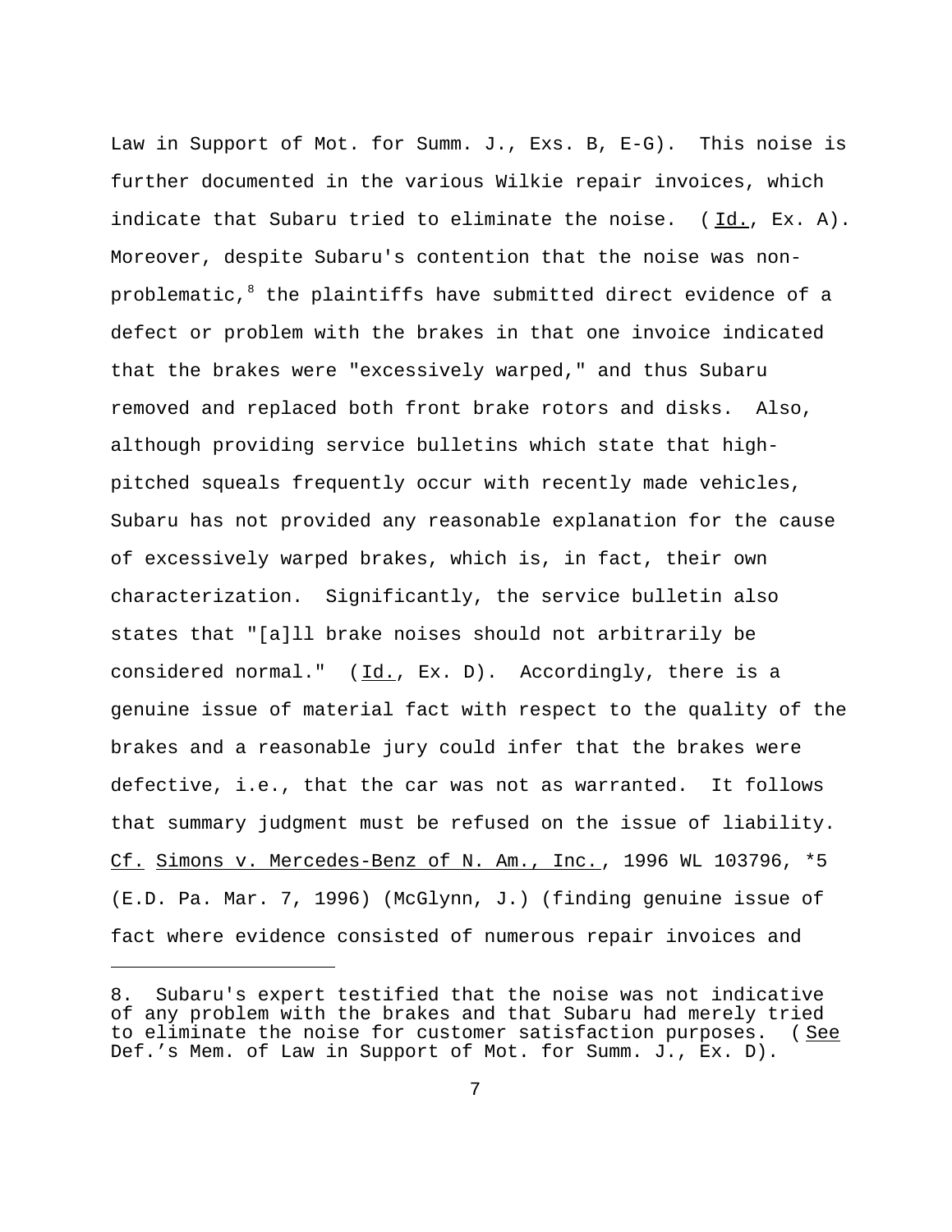Law in Support of Mot. for Summ. J., Exs. B, E-G). This noise is further documented in the various Wilkie repair invoices, which indicate that Subaru tried to eliminate the noise. (Id., Ex. A). Moreover, despite Subaru's contention that the noise was non-problematic,[8] the plaintiffs have submitted direct evidence of a defect or problem with the brakes in that one invoice indicated that the brakes were "excessively warped," and thus Subaru removed and replaced both front brake rotors and disks. Also, although providing service bulletins which state that high-pitched squeals frequently occur with recently made vehicles, Subaru has not provided any reasonable explanation for the cause of excessively warped brakes, which is, in fact, their own characterization. Significantly, the service bulletin also states that "[a]ll brake noises should not arbitrarily be considered normal." (Id., Ex. D). Accordingly, there is a genuine issue of material fact with respect to the quality of the brakes and a reasonable jury could infer that the brakes were defective, i.e., that the car was not as warranted. It follows that summary judgment must be refused on the issue of liability. Cf. Simons v. Mercedes-Benz of N. Am., Inc., 1996 WL 103796, *5 (E.D. Pa. Mar. 7, 1996) (McGlynn, J.) (finding genuine issue of fact where evidence consisted of numerous repair invoices and

---

8. Subaru's expert testified that the noise was not indicative of any problem with the brakes and that Subaru had merely tried to eliminate the noise for customer satisfaction purposes. (See Def.'s Mem. of Law in Support of Mot. for Summ. J., Ex. D).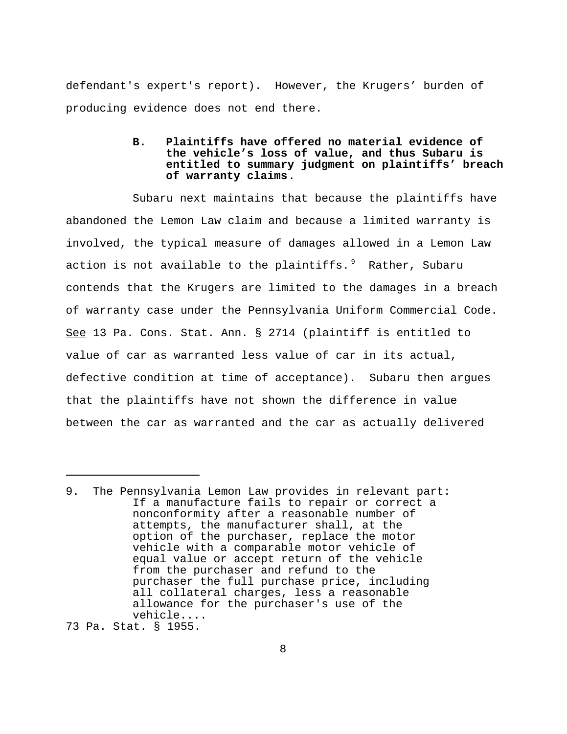defendant's expert's report). However, the Krugers' burden of producing evidence does not end there.

**B. Plaintiffs have offered no material evidence of the vehicle's loss of value, and thus Subaru is entitled to summary judgment on plaintiffs' breach of warranty claims**.

Subaru next maintains that because the plaintiffs have abandoned the Lemon Law claim and because a limited warranty is involved, the typical measure of damages allowed in a Lemon Law action is not available to the plaintiffs.[9] Rather, Subaru contends that the Krugers are limited to the damages in a breach of warranty case under the Pennsylvania Uniform Commercial Code. <u>See</u> 13 Pa. Cons. Stat. Ann. § 2714 (plaintiff is entitled to value of car as warranted less value of car in its actual, defective condition at time of acceptance). Subaru then argues that the plaintiffs have not shown the difference in value between the car as warranted and the car as actually delivered

---

9. The Pennsylvania Lemon Law provides in relevant part:

> If a manufacture fails to repair or correct a nonconformity after a reasonable number of attempts, the manufacturer shall, at the option of the purchaser, replace the motor vehicle with a comparable motor vehicle of equal value or accept return of the vehicle from the purchaser and refund to the purchaser the full purchase price, including all collateral charges, less a reasonable allowance for the purchaser's use of the vehicle....

73 Pa. Stat. § 1955.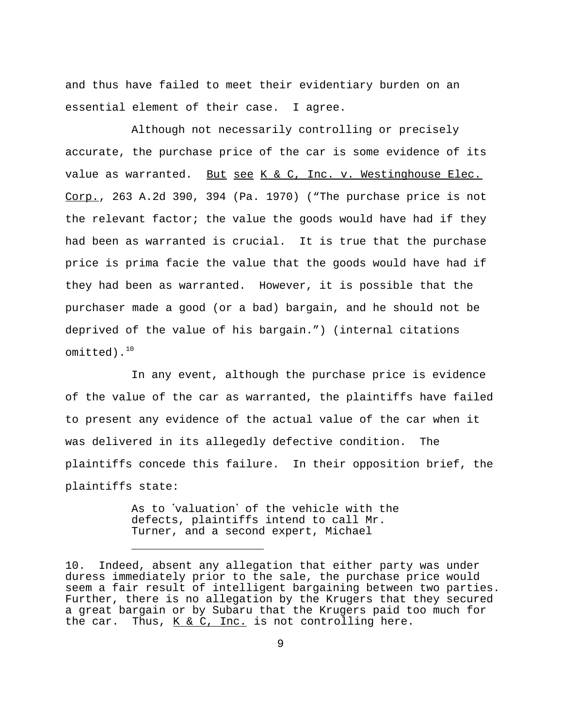and thus have failed to meet their evidentiary burden on an essential element of their case. I agree.

Although not necessarily controlling or precisely accurate, the purchase price of the car is some evidence of its value as warranted. But see K & C, Inc. v. Westinghouse Elec. Corp., 263 A.2d 390, 394 (Pa. 1970) ("The purchase price is not the relevant factor; the value the goods would have had if they had been as warranted is crucial. It is true that the purchase price is prima facie the value that the goods would have had if they had been as warranted. However, it is possible that the purchaser made a good (or a bad) bargain, and he should not be deprived of the value of his bargain.") (internal citations omitted).[10]

In any event, although the purchase price is evidence of the value of the car as warranted, the plaintiffs have failed to present any evidence of the actual value of the car when it was delivered in its allegedly defective condition. The plaintiffs concede this failure. In their opposition brief, the plaintiffs state:

> As to 'valuation' of the vehicle with the defects, plaintiffs intend to call Mr. Turner, and a second expert, Michael

---

10. Indeed, absent any allegation that either party was under duress immediately prior to the sale, the purchase price would seem a fair result of intelligent bargaining between two parties. Further, there is no allegation by the Krugers that they secured a great bargain or by Subaru that the Krugers paid too much for the car. Thus, K & C, Inc. is not controlling here.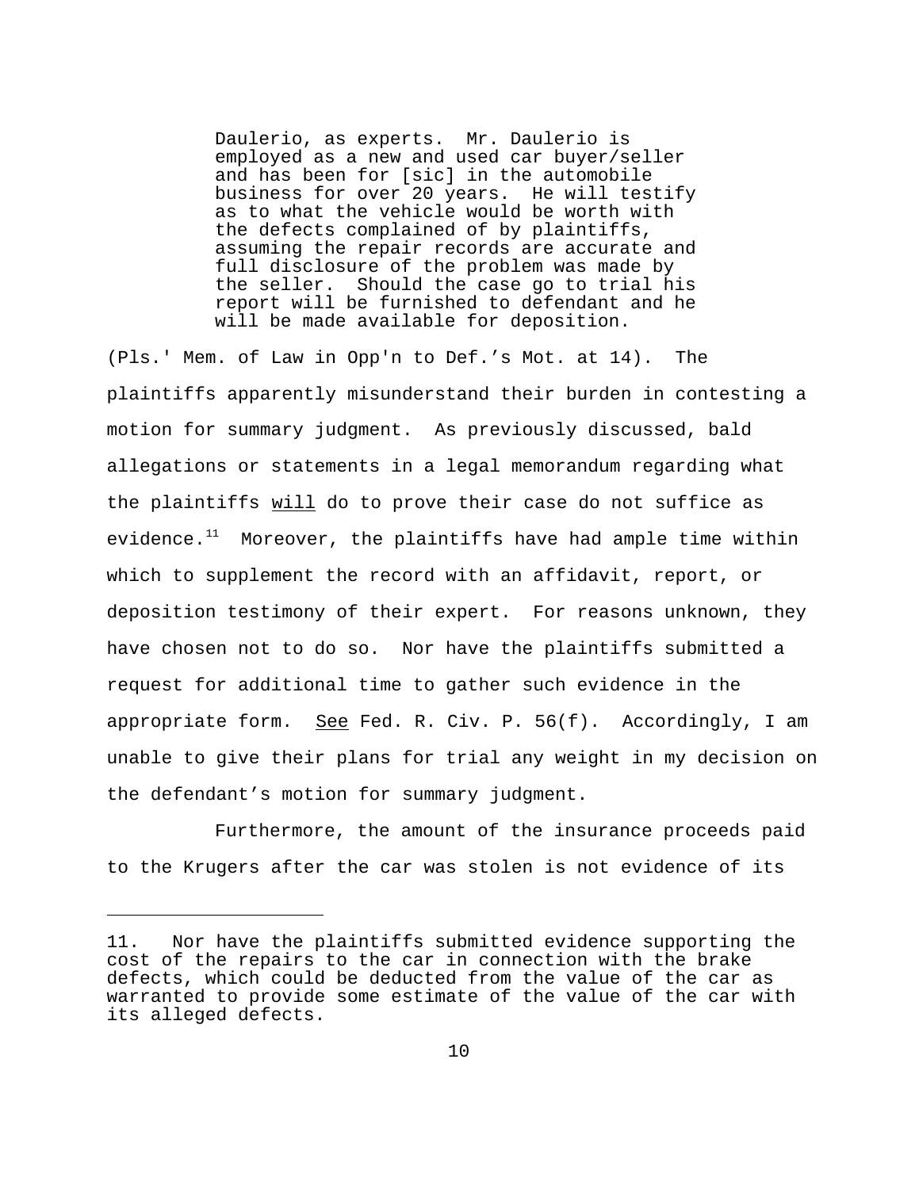> Daulerio, as experts. Mr. Daulerio is employed as a new and used car buyer/seller and has been for [sic] in the automobile business for over 20 years. He will testify as to what the vehicle would be worth with the defects complained of by plaintiffs, assuming the repair records are accurate and full disclosure of the problem was made by the seller. Should the case go to trial his report will be furnished to defendant and he will be made available for deposition.

(Pls.' Mem. of Law in Opp'n to Def.'s Mot. at 14). The plaintiffs apparently misunderstand their burden in contesting a motion for summary judgment. As previously discussed, bald allegations or statements in a legal memorandum regarding what the plaintiffs <u>will</u> do to prove their case do not suffice as evidence.[11] Moreover, the plaintiffs have had ample time within which to supplement the record with an affidavit, report, or deposition testimony of their expert. For reasons unknown, they have chosen not to do so. Nor have the plaintiffs submitted a request for additional time to gather such evidence in the appropriate form. <u>See</u> Fed. R. Civ. P. 56(f). Accordingly, I am unable to give their plans for trial any weight in my decision on the defendant's motion for summary judgment.

Furthermore, the amount of the insurance proceeds paid to the Krugers after the car was stolen is not evidence of its

---

11. Nor have the plaintiffs submitted evidence supporting the cost of the repairs to the car in connection with the brake defects, which could be deducted from the value of the car as warranted to provide some estimate of the value of the car with its alleged defects.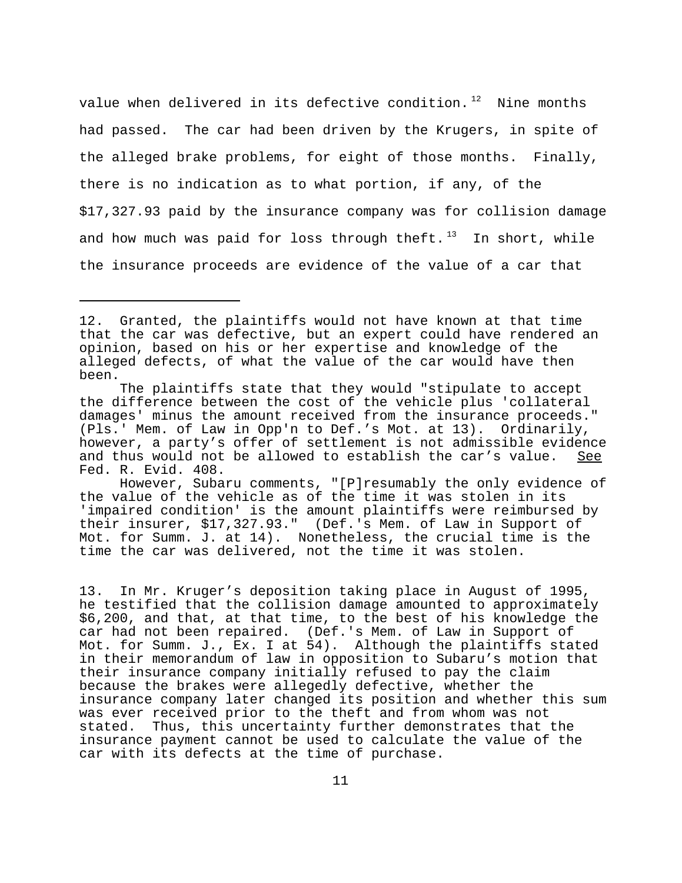value when delivered in its defective condition.[12] Nine months had passed. The car had been driven by the Krugers, in spite of the alleged brake problems, for eight of those months. Finally, there is no indication as to what portion, if any, of the $17,327.93 paid by the insurance company was for collision damage and how much was paid for loss through theft.[13] In short, while the insurance proceeds are evidence of the value of a car that

---

12. Granted, the plaintiffs would not have known at that time that the car was defective, but an expert could have rendered an opinion, based on his or her expertise and knowledge of the alleged defects, of what the value of the car would have then been.

The plaintiffs state that they would "stipulate to accept the difference between the cost of the vehicle plus 'collateral damages' minus the amount received from the insurance proceeds." (Pls.' Mem. of Law in Opp'n to Def.'s Mot. at 13). Ordinarily, however, a party's offer of settlement is not admissible evidence and thus would not be allowed to establish the car's value. See Fed. R. Evid. 408.

However, Subaru comments, "[P]resumably the only evidence of the value of the vehicle as of the time it was stolen in its 'impaired condition' is the amount plaintiffs were reimbursed by their insurer, $17,327.93." (Def.'s Mem. of Law in Support of Mot. for Summ. J. at 14). Nonetheless, the crucial time is the time the car was delivered, not the time it was stolen.

13. In Mr. Kruger's deposition taking place in August of 1995, he testified that the collision damage amounted to approximately $6,200, and that, at that time, to the best of his knowledge the car had not been repaired. (Def.'s Mem. of Law in Support of Mot. for Summ. J., Ex. I at 54). Although the plaintiffs stated in their memorandum of law in opposition to Subaru's motion that their insurance company initially refused to pay the claim because the brakes were allegedly defective, whether the insurance company later changed its position and whether this sum was ever received prior to the theft and from whom was not stated. Thus, this uncertainty further demonstrates that the insurance payment cannot be used to calculate the value of the car with its defects at the time of purchase.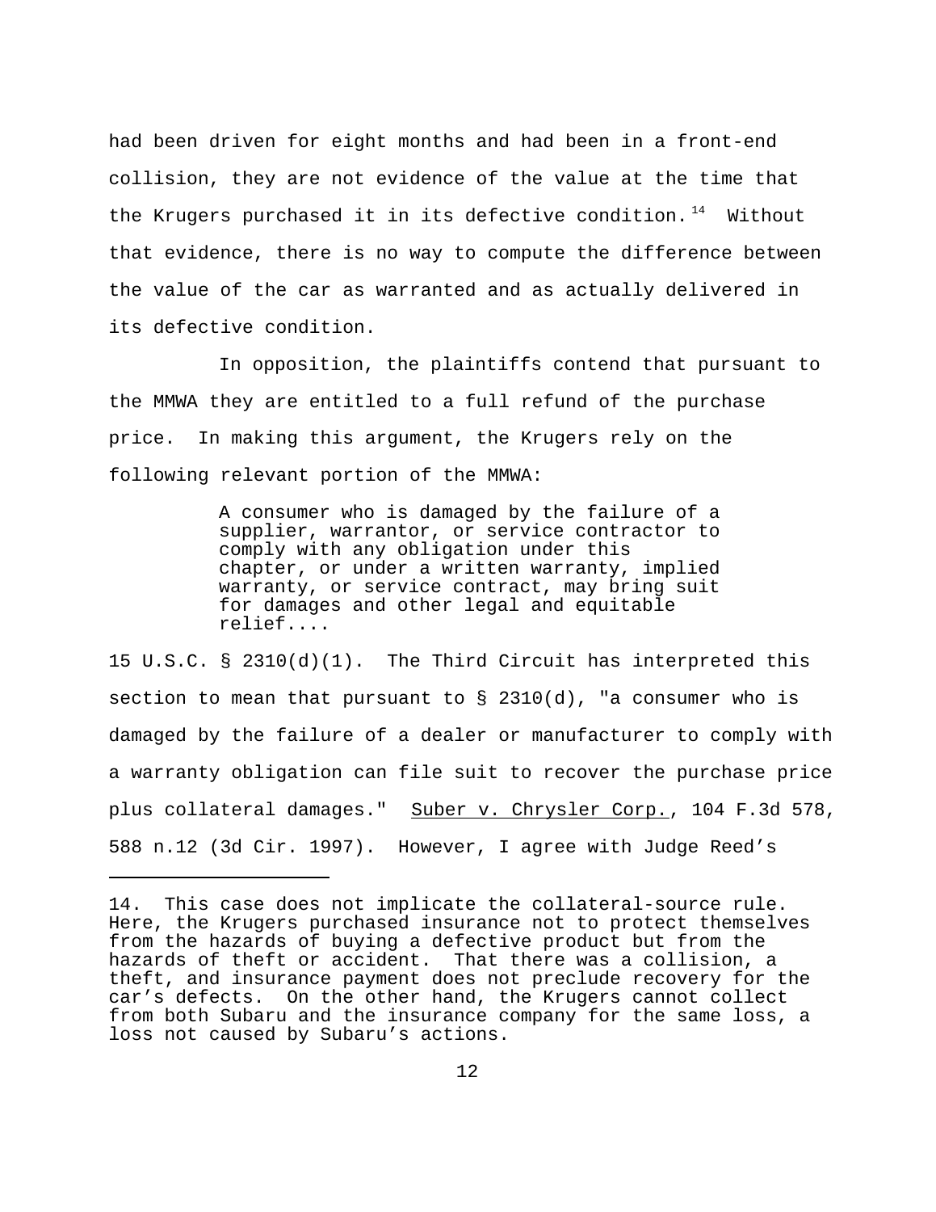had been driven for eight months and had been in a front-end collision, they are not evidence of the value at the time that the Krugers purchased it in its defective condition.[14] Without that evidence, there is no way to compute the difference between the value of the car as warranted and as actually delivered in its defective condition.

In opposition, the plaintiffs contend that pursuant to the MMWA they are entitled to a full refund of the purchase price. In making this argument, the Krugers rely on the following relevant portion of the MMWA:

> A consumer who is damaged by the failure of a supplier, warrantor, or service contractor to comply with any obligation under this chapter, or under a written warranty, implied warranty, or service contract, may bring suit for damages and other legal and equitable relief....

15 U.S.C. § 2310(d)(1). The Third Circuit has interpreted this section to mean that pursuant to § 2310(d), "a consumer who is damaged by the failure of a dealer or manufacturer to comply with a warranty obligation can file suit to recover the purchase price plus collateral damages." Suber v. Chrysler Corp., 104 F.3d 578, 588 n.12 (3d Cir. 1997). However, I agree with Judge Reed's

---

14. This case does not implicate the collateral-source rule. Here, the Krugers purchased insurance not to protect themselves from the hazards of buying a defective product but from the hazards of theft or accident. That there was a collision, a theft, and insurance payment does not preclude recovery for the car's defects. On the other hand, the Krugers cannot collect from both Subaru and the insurance company for the same loss, a loss not caused by Subaru's actions.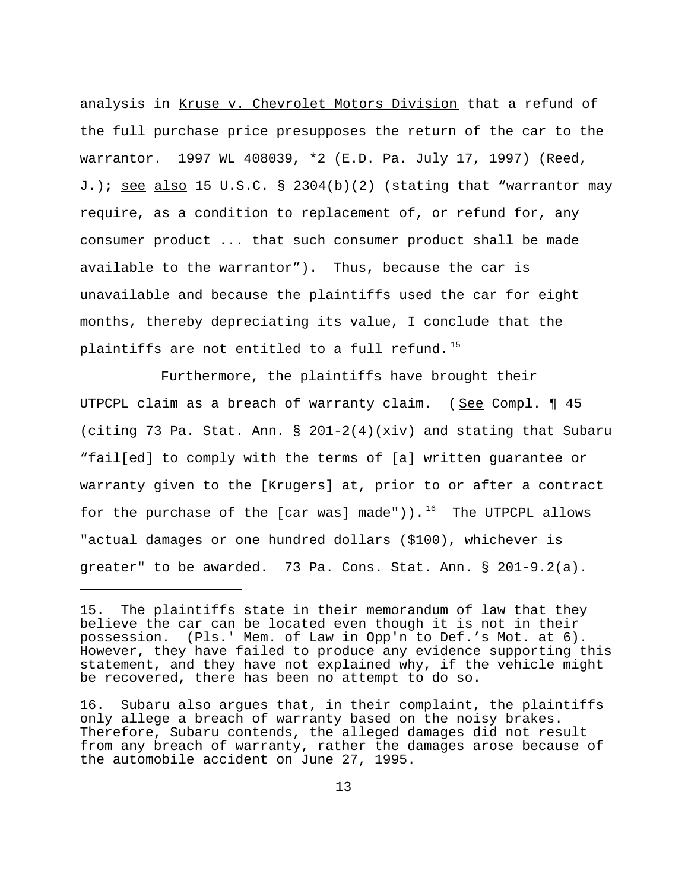analysis in Kruse v. Chevrolet Motors Division that a refund of the full purchase price presupposes the return of the car to the warrantor. 1997 WL 408039, *2 (E.D. Pa. July 17, 1997) (Reed, J.); see also 15 U.S.C. § 2304(b)(2) (stating that "warrantor may require, as a condition to replacement of, or refund for, any consumer product ... that such consumer product shall be made available to the warrantor"). Thus, because the car is unavailable and because the plaintiffs used the car for eight months, thereby depreciating its value, I conclude that the plaintiffs are not entitled to a full refund.[15]

Furthermore, the plaintiffs have brought their UTPCPL claim as a breach of warranty claim. (See Compl. ¶ 45 (citing 73 Pa. Stat. Ann. § 201-2(4)(xiv) and stating that Subaru "fail[ed] to comply with the terms of [a] written guarantee or warranty given to the [Krugers] at, prior to or after a contract for the purchase of the [car was] made")).[16] The UTPCPL allows "actual damages or one hundred dollars ($100), whichever is greater" to be awarded. 73 Pa. Cons. Stat. Ann. § 201-9.2(a).

---

15. The plaintiffs state in their memorandum of law that they believe the car can be located even though it is not in their possession. (Pls.' Mem. of Law in Opp'n to Def.'s Mot. at 6). However, they have failed to produce any evidence supporting this statement, and they have not explained why, if the vehicle might be recovered, there has been no attempt to do so.

16. Subaru also argues that, in their complaint, the plaintiffs only allege a breach of warranty based on the noisy brakes. Therefore, Subaru contends, the alleged damages did not result from any breach of warranty, rather the damages arose because of the automobile accident on June 27, 1995.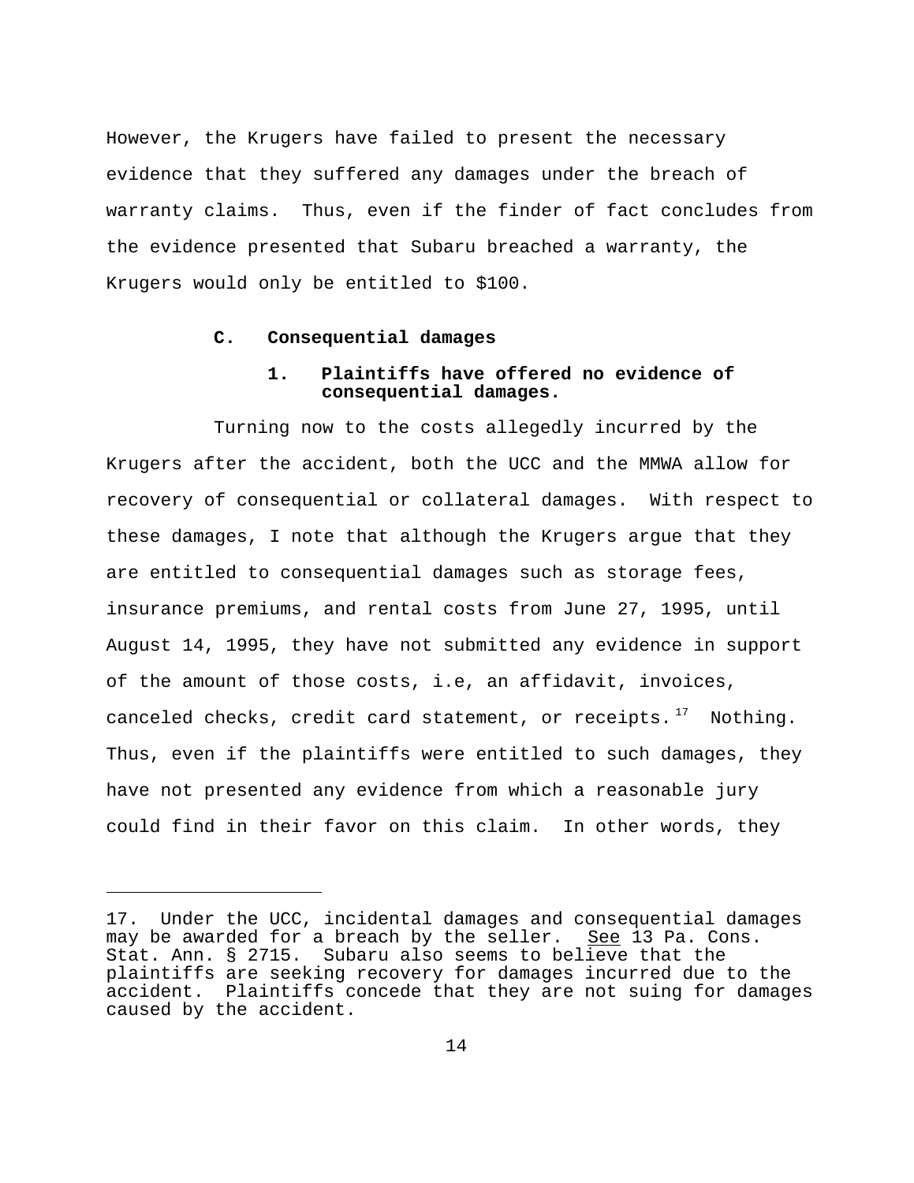However, the Krugers have failed to present the necessary evidence that they suffered any damages under the breach of warranty claims. Thus, even if the finder of fact concludes from the evidence presented that Subaru breached a warranty, the Krugers would only be entitled to $100.

### C. Consequential damages

#### 1. Plaintiffs have offered no evidence of consequential damages.

Turning now to the costs allegedly incurred by the Krugers after the accident, both the UCC and the MMWA allow for recovery of consequential or collateral damages. With respect to these damages, I note that although the Krugers argue that they are entitled to consequential damages such as storage fees, insurance premiums, and rental costs from June 27, 1995, until August 14, 1995, they have not submitted any evidence in support of the amount of those costs, i.e, an affidavit, invoices, canceled checks, credit card statement, or receipts.[17] Nothing. Thus, even if the plaintiffs were entitled to such damages, they have not presented any evidence from which a reasonable jury could find in their favor on this claim. In other words, they

---

17. Under the UCC, incidental damages and consequential damages may be awarded for a breach by the seller. See 13 Pa. Cons. Stat. Ann. § 2715. Subaru also seems to believe that the plaintiffs are seeking recovery for damages incurred due to the accident. Plaintiffs concede that they are not suing for damages caused by the accident.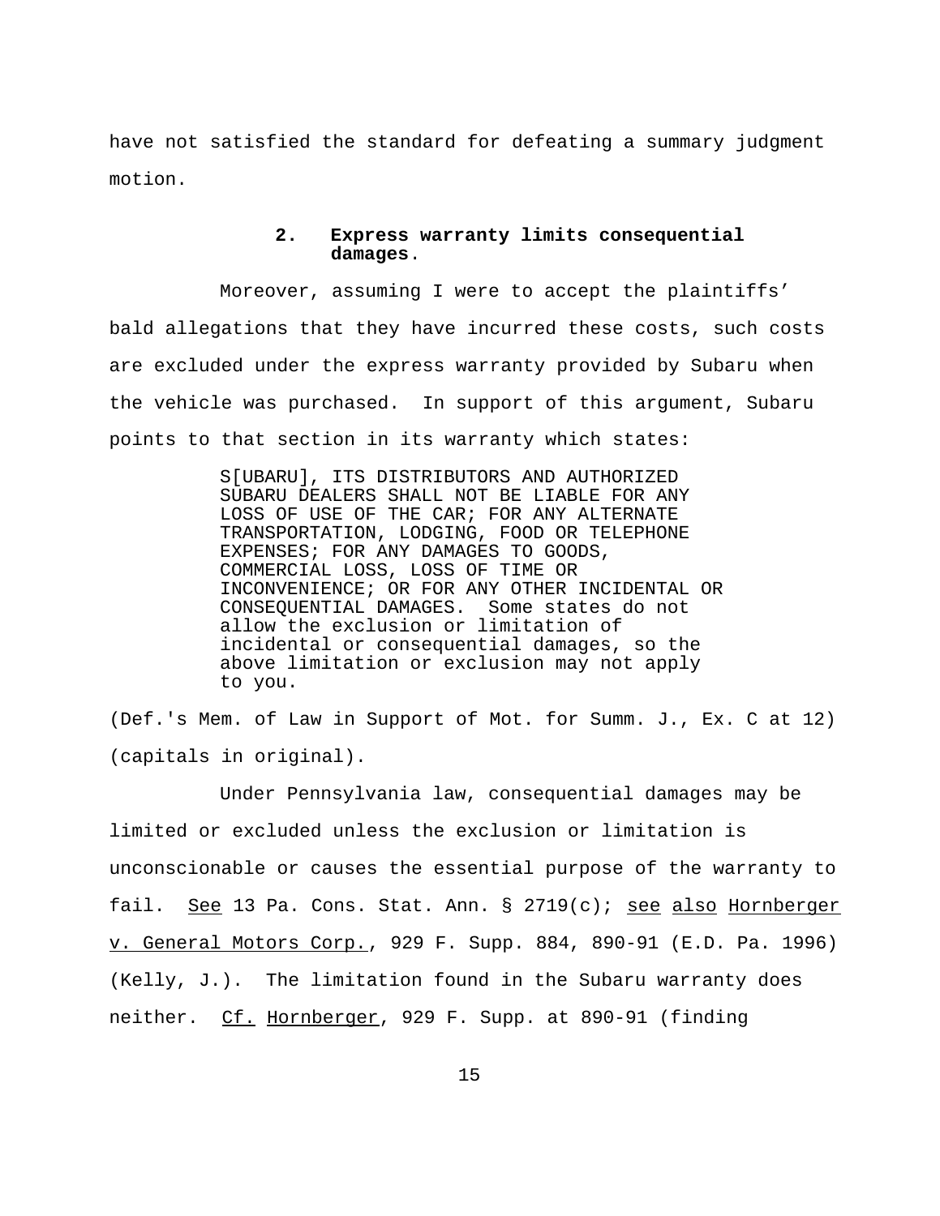have not satisfied the standard for defeating a summary judgment motion.

### 2. Express warranty limits consequential damages.

Moreover, assuming I were to accept the plaintiffs' bald allegations that they have incurred these costs, such costs are excluded under the express warranty provided by Subaru when the vehicle was purchased. In support of this argument, Subaru points to that section in its warranty which states:

> S[UBARU], ITS DISTRIBUTORS AND AUTHORIZED SUBARU DEALERS SHALL NOT BE LIABLE FOR ANY LOSS OF USE OF THE CAR; FOR ANY ALTERNATE TRANSPORTATION, LODGING, FOOD OR TELEPHONE EXPENSES; FOR ANY DAMAGES TO GOODS, COMMERCIAL LOSS, LOSS OF TIME OR INCONVENIENCE; OR FOR ANY OTHER INCIDENTAL OR CONSEQUENTIAL DAMAGES. Some states do not allow the exclusion or limitation of incidental or consequential damages, so the above limitation or exclusion may not apply to you.

(Def.'s Mem. of Law in Support of Mot. for Summ. J., Ex. C at 12) (capitals in original).

Under Pennsylvania law, consequential damages may be limited or excluded unless the exclusion or limitation is unconscionable or causes the essential purpose of the warranty to fail. See 13 Pa. Cons. Stat. Ann. § 2719(c); see also Hornberger v. General Motors Corp., 929 F. Supp. 884, 890-91 (E.D. Pa. 1996) (Kelly, J.). The limitation found in the Subaru warranty does neither. Cf. Hornberger, 929 F. Supp. at 890-91 (finding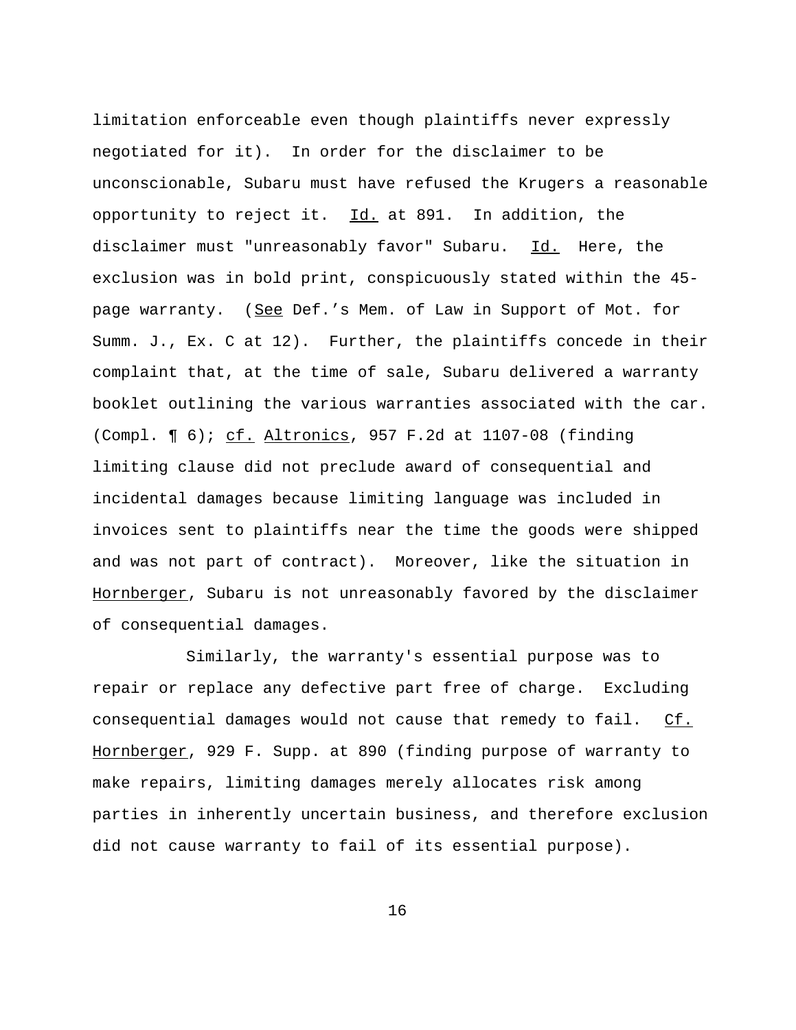limitation enforceable even though plaintiffs never expressly negotiated for it). In order for the disclaimer to be unconscionable, Subaru must have refused the Krugers a reasonable opportunity to reject it. Id. at 891. In addition, the disclaimer must "unreasonably favor" Subaru. Id. Here, the exclusion was in bold print, conspicuously stated within the 45-page warranty. (See Def.'s Mem. of Law in Support of Mot. for Summ. J., Ex. C at 12). Further, the plaintiffs concede in their complaint that, at the time of sale, Subaru delivered a warranty booklet outlining the various warranties associated with the car. (Compl. ¶ 6); cf. Altronics, 957 F.2d at 1107-08 (finding limiting clause did not preclude award of consequential and incidental damages because limiting language was included in invoices sent to plaintiffs near the time the goods were shipped and was not part of contract). Moreover, like the situation in Hornberger, Subaru is not unreasonably favored by the disclaimer of consequential damages.

Similarly, the warranty's essential purpose was to repair or replace any defective part free of charge. Excluding consequential damages would not cause that remedy to fail. Cf. Hornberger, 929 F. Supp. at 890 (finding purpose of warranty to make repairs, limiting damages merely allocates risk among parties in inherently uncertain business, and therefore exclusion did not cause warranty to fail of its essential purpose).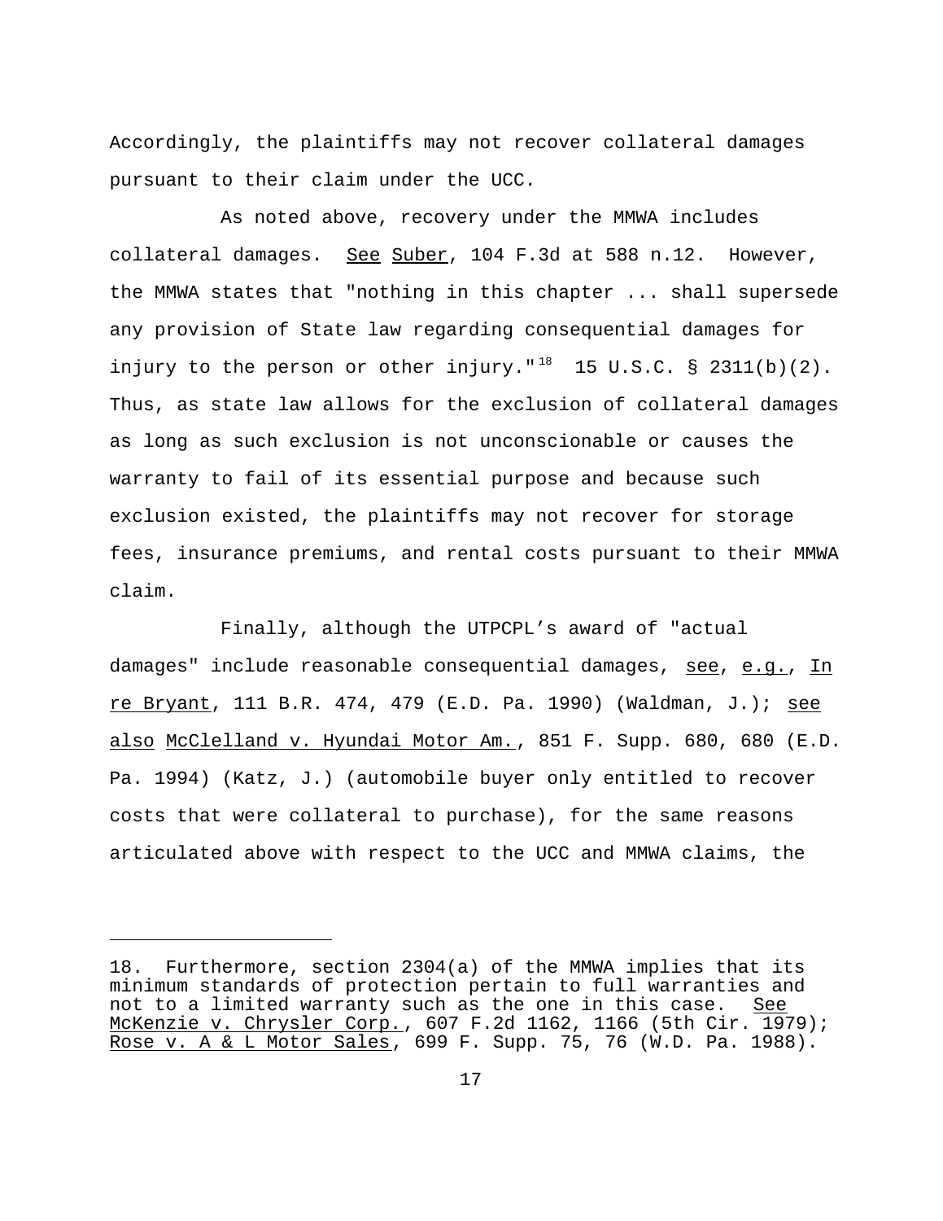Accordingly, the plaintiffs may not recover collateral damages pursuant to their claim under the UCC.

As noted above, recovery under the MMWA includes collateral damages. See Suber, 104 F.3d at 588 n.12. However, the MMWA states that "nothing in this chapter ... shall supersede any provision of State law regarding consequential damages for injury to the person or other injury."[18] 15 U.S.C. § 2311(b)(2). Thus, as state law allows for the exclusion of collateral damages as long as such exclusion is not unconscionable or causes the warranty to fail of its essential purpose and because such exclusion existed, the plaintiffs may not recover for storage fees, insurance premiums, and rental costs pursuant to their MMWA claim.

Finally, although the UTPCPL's award of "actual damages" include reasonable consequential damages, see, e.g., In re Bryant, 111 B.R. 474, 479 (E.D. Pa. 1990) (Waldman, J.); see also McClelland v. Hyundai Motor Am., 851 F. Supp. 680, 680 (E.D. Pa. 1994) (Katz, J.) (automobile buyer only entitled to recover costs that were collateral to purchase), for the same reasons articulated above with respect to the UCC and MMWA claims, the

---

18. Furthermore, section 2304(a) of the MMWA implies that its minimum standards of protection pertain to full warranties and not to a limited warranty such as the one in this case. See McKenzie v. Chrysler Corp., 607 F.2d 1162, 1166 (5th Cir. 1979); Rose v. A & L Motor Sales, 699 F. Supp. 75, 76 (W.D. Pa. 1988).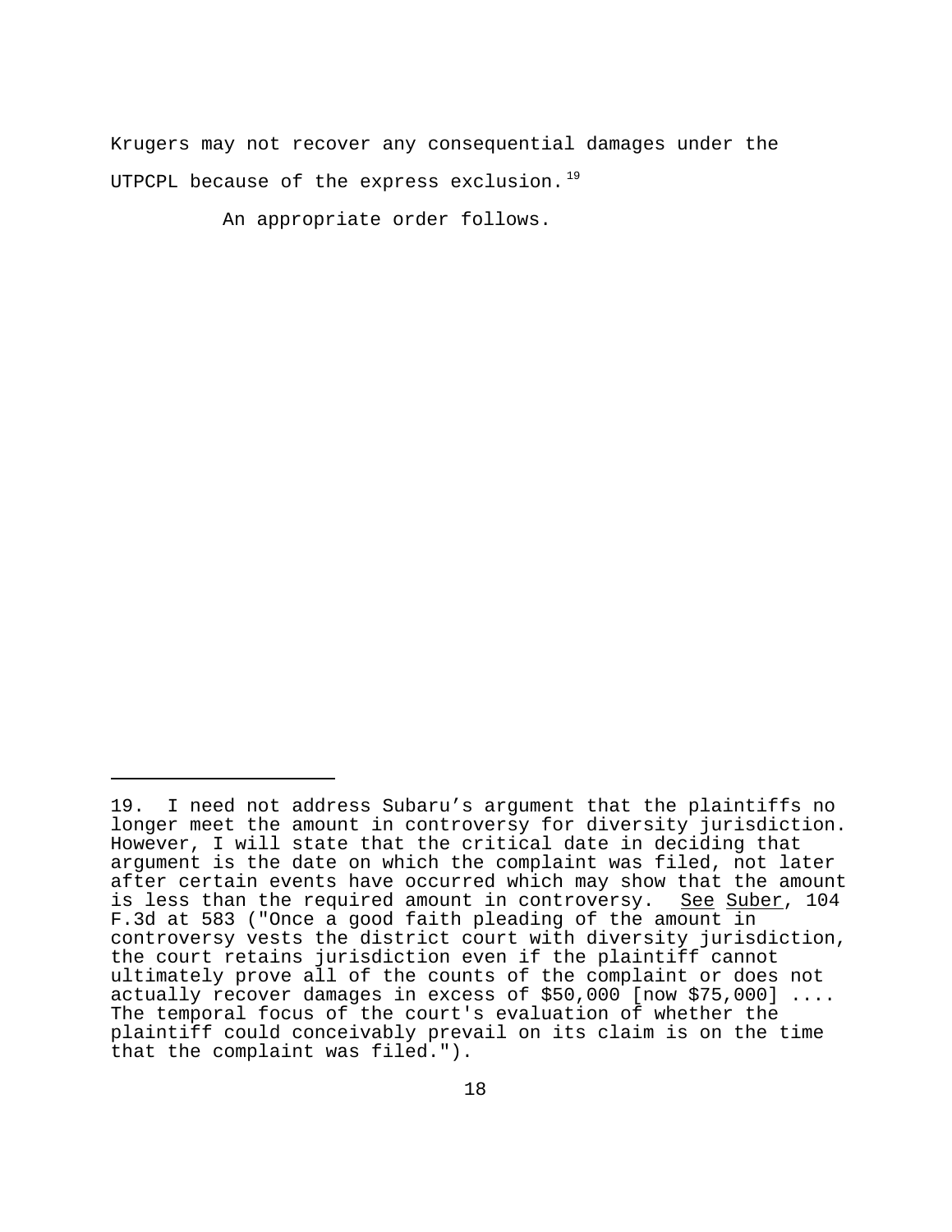Krugers may not recover any consequential damages under the UTPCPL because of the express exclusion.[19]

An appropriate order follows.

---

19. I need not address Subaru's argument that the plaintiffs no longer meet the amount in controversy for diversity jurisdiction. However, I will state that the critical date in deciding that argument is the date on which the complaint was filed, not later after certain events have occurred which may show that the amount is less than the required amount in controversy. See Suber, 104 F.3d at 583 ("Once a good faith pleading of the amount in controversy vests the district court with diversity jurisdiction, the court retains jurisdiction even if the plaintiff cannot ultimately prove all of the counts of the complaint or does not actually recover damages in excess of $50,000 [now $75,000] .... The temporal focus of the court's evaluation of whether the plaintiff could conceivably prevail on its claim is on the time that the complaint was filed.").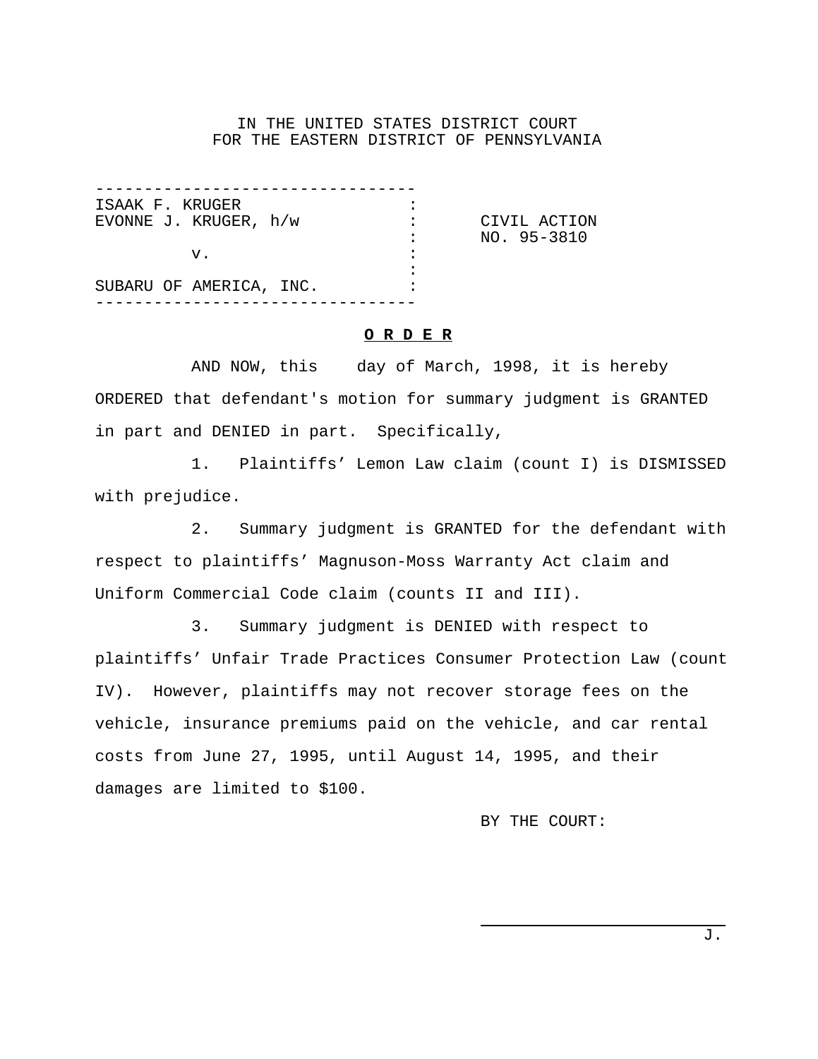IN THE UNITED STATES DISTRICT COURT
FOR THE EASTERN DISTRICT OF PENNSYLVANIA

| | | |
|---|---|---|
| ISAAK F. KRUGER<br>EVONNE J. KRUGER, h/w<br><br>v.<br><br>SUBARU OF AMERICA, INC. | : | CIVIL ACTION<br>NO. 95-3810 |

**O R D E R**

AND NOW, this day of March, 1998, it is hereby ORDERED that defendant's motion for summary judgment is GRANTED in part and DENIED in part. Specifically,

1. Plaintiffs' Lemon Law claim (count I) is DISMISSED with prejudice.

2. Summary judgment is GRANTED for the defendant with respect to plaintiffs' Magnuson-Moss Warranty Act claim and Uniform Commercial Code claim (counts II and III).

3. Summary judgment is DENIED with respect to plaintiffs' Unfair Trade Practices Consumer Protection Law (count IV). However, plaintiffs may not recover storage fees on the vehicle, insurance premiums paid on the vehicle, and car rental costs from June 27, 1995, until August 14, 1995, and their damages are limited to $100.

BY THE COURT:

\_\_\_\_\_\_\_\_\_\_\_\_\_\_\_\_\_\_\_\_\_\_\_\_\_ J.